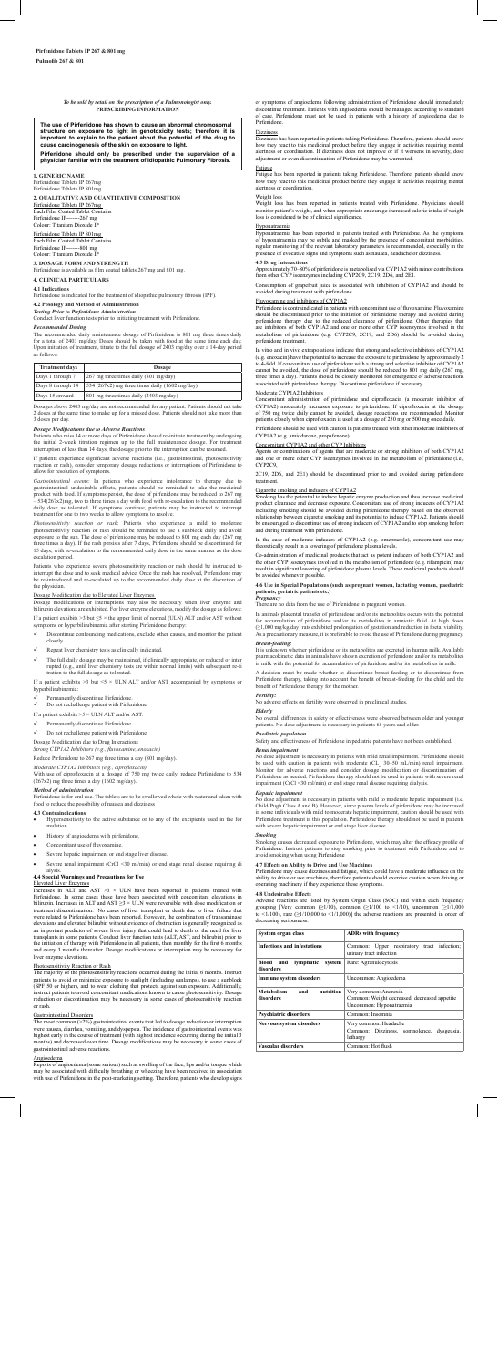**Pirfenidone Tablets IP 267 & 801 mg**

**Pulmofib 267 & 801**

*To be sold by retail on the prescription of a Pulmonologist only.*
**PRESCRIBING INFORMATION**

**The use of Pirfenidone has shown to cause an abnormal chromosomal structure on exposure to light in genotoxicity tests; therefore it is important to explain to the patient about the potential of the drug to cause carcinogenesis of the skin on exposure to light.**

**Pirfenidone should only be prescribed under the supervision of a physician familiar with the treatment of Idiopathic Pulmonary Fibrosis.**

## 1. GENERIC NAME

Pirfenidone Tablets IP 267mg
Pirfenidone Tablets IP 801mg

## 2. QUALITATIVE AND QUANTITATIVE COMPOSITION

Pirfenidone Tablets IP 267mg
Each Film Coated Tablet Contains
Pirfenidone IP-------267 mg
Colour: Titanium Dioxide IP

Pirfenidone Tablets IP 801mg
Each Film Coated Tablet Contains
Pirfenidone IP-------801 mg
Colour: Titanium Dioxide IP

## 3. DOSAGE FORM AND STRENGTH

Pirfenidone is available as film coated tablets 267 mg and 801 mg.

## 4. CLINICAL PARTICULARS

### 4.1 Indications

Pirfenidone is indicated for the treatment of idiopathic pulmonary fibrosis (IPF).

### 4.2 Posology and Method of Administration

*Testing Prior to Pirfenidone Administration*

Conduct liver function tests prior to initiating treatment with Pirfenidone.

***Recommended Dosing***

The recommended daily maintenance dosage of Pirfenidone is 801 mg three times daily for a total of 2403 mg/day. Doses should be taken with food at the same time each day. Upon initiation of treatment, titrate to the full dosage of 2403 mg/day over a 14-day period as follows:

| Treatment days | Dosage |
|---|---|
| Days 1 through 7 | 267 mg three times daily (801 mg/day) |
| Days 8 through 14 | 534 (267x2) mg three times daily (1602 mg/day) |
| Days 15 onward | 801 mg three times daily (2403 mg/day) |

Dosages above 2403 mg/day are not recommended for any patient. Patients should not take 2 doses at the same time to make up for a missed dose. Patients should not take more than 3 doses per day.

***Dosage Modifications due to Adverse Reactions***

Patients who miss 14 or more days of Pirfenidone should re-initiate treatment by undergoing the initial 2-week titration regimen up to the full maintenance dosage. For treatment interruption of less than 14 days, the dosage prior to the interruption can be resumed.

If patients experience significant adverse reactions (i.e., gastrointestinal, photosensitivity reaction or rash), consider temporary dosage reductions or interruptions of Pirfenidone to allow for resolution of symptoms.

*Gastrointestinal events*: In patients who experience intolerance to therapy due to gastrointestinal undesirable effects, patients should be reminded to take the medicinal product with food. If symptoms persist, the dose of pirfenidone may be reduced to 267 mg – 534(267x2)mg, two to three times a day with food with re-escalation to the recommended daily dose as tolerated. If symptoms continue, patients may be instructed to interrupt treatment for one to two weeks to allow symptoms to resolve.

*Photosensitivity reaction or rash*: Patients who experience a mild to moderate photosensitivity reaction or rash should be reminded to use a sunblock daily and avoid exposure to the sun. The dose of pirfenidone may be reduced to 801 mg each day (267 mg three times a day). If the rash persists after 7 days, Pirfenidone should be discontinued for 15 days, with re-escalation to the recommended daily dose in the same manner as the dose escalation period.

Patients who experience severe photosensitivity reaction or rash should be instructed to interrupt the dose and to seek medical advice. Once the rash has resolved, Pirfenidone may be re-introduced and re-escalated up to the recommended daily dose at the discretion of the physician.

Dosage Modification due to Elevated Liver Enzymes

Dosage modifications or interruptions may also be necessary when liver enzyme and bilirubin elevations are exhibited. For liver enzyme elevations, modify the dosage as follows:

If a patient exhibits >3 but ≤5 × the upper limit of normal (ULN) ALT and/or AST without symptoms or hyperbilirubinemia after starting Pirfenidone therapy:

- ✓ Discontinue confounding medications, exclude other causes, and monitor the patient closely.
- ✓ Repeat liver chemistry tests as clinically indicated.
- ✓ The full daily dosage may be maintained, if clinically appropriate, or reduced or interrupted (e.g., until liver chemistry tests are within normal limits) with subsequent re-titration to the full dosage as tolerated.

If a patient exhibits >3 but ≤5 × ULN ALT and/or AST accompanied by symptoms or hyperbilirubinemia:

- ✓ Permanently discontinue Pirfenidone.
- ✓ Do not rechallenge patient with Pirfenidone.

If a patient exhibits >5 × ULN ALT and/or AST:

- ✓ Permanently discontinue Pirfenidone.
- ✓ Do not rechallenge patient with Pirfenidone.

Dosage Modification due to Drug Interactions

*Strong CYP1A2 Inhibitors (e.g., fluvoxamine, enoxacin)*

Reduce Pirfenidone to 267 mg three times a day (801 mg/day).

*Moderate CYP1A2 Inhibitors (e.g., ciprofloxacin)*

With use of ciprofloxacin at a dosage of 750 mg twice daily, reduce Pirfenidone to 534 (267x2) mg three times a day (1602 mg/day).

***Method of administration***

Pirfenidone is for oral use. The tablets are to be swallowed whole with water and taken with food to reduce the possibility of nausea and dizziness

### 4.3 Contraindications

- Hypersensitivity to the active substance or to any of the excipients used in the formulation.
- History of angioedema with pirfenidone.
- Concomitant use of fluvoxamine.
- Severe hepatic impairment or end stage liver disease.
- Severe renal impairment (CrCl <30 ml/min) or end stage renal disease requiring dialysis.

### 4.4 Special Warnings and Precautions for Use

Elevated Liver Enzymes

Increases in ALT and AST >3 × ULN have been reported in patients treated with Pirfenidone. In some cases these have been associated with concomitant elevations in bilirubin. Increases in ALT and AST ≥3 × ULN were reversible with dose modification or treatment discontinuation. No cases of liver transplant or death due to liver failure that were related to Pirfenidone have been reported. However, the combination of transaminase elevations and elevated bilirubin without evidence of obstruction is generally recognized as an important predictor of severe liver injury that could lead to death or the need for liver transplants in some patients. Conduct liver function tests (ALT, AST, and bilirubin) prior to the initiation of therapy with Pirfenidone in all patients, then monthly for the first 6 months and every 3 months thereafter. Dosage modifications or interruption may be necessary for liver enzyme elevations.

Photosensitivity Reaction or Rash

The majority of the photosensitivity reactions occurred during the initial 6 months. Instruct patients to avoid or minimize exposure to sunlight (including sunlamps), to use a sunblock (SPF 50 or higher), and to wear clothing that protects against sun exposure. Additionally, instruct patients to avoid concomitant medications known to cause photosensitivity. Dosage reduction or discontinuation may be necessary in some cases of photosensitivity reaction or rash.

Gastrointestinal Disorders

The most common (>2%) gastrointestinal events that led to dosage reduction or interruption were nausea, diarrhea, vomiting, and dyspepsia. The incidence of gastrointestinal events was highest early in the course of treatment (with highest incidence occurring during the initial 3 months) and decreased over time. Dosage modifications may be necessary in some cases of gastrointestinal adverse reactions.

Angioedema

Reports of angioedema (some serious) such as swelling of the face, lip and/or tongue which may be associated with difficulty breathing or wheezing have been received in association with use of Pirfenidone in the post-marketing setting. Therefore, patients who develop signs or symptoms of angioedema following administration of Pirfenidone should immediately discontinue treatment. Patients with angioedema should be managed according to standard of care. Pirfenidone must not be used in patients with a history of angioedema due to Pirfenidone.

Dizziness

Dizziness has been reported in patients taking Pirfenidone. Therefore, patients should know how they react to this medicinal product before they engage in activities requiring mental alertness or coordination. If dizziness does not improve or if it worsens in severity, dose adjustment or even discontinuation of Pirfenidone may be warranted.

Fatigue

Fatigue has been reported in patients taking Pirfenidone. Therefore, patients should know how they react to this medicinal product before they engage in activities requiring mental alertness or coordination.

Weight loss

Weight loss has been reported in patients treated with pirfenidone. Physicians should monitor patient's weight, and when appropriate encourage increased caloric intake if weight loss is considered to be of clinical significance.

Hyponatraemia

Hyponatraemia has been reported in patients treated with Pirfenidone. As the symptoms of hyponatraemia may be subtle and masked by the presence of concomitant morbidities, regular monitoring of the relevant laboratory parameters is recommended, especially in the presence of evocative signs and symptoms such as nausea, headache or dizziness.

### 4.5 Drug Interactions

Approximately 70–80% of pirfenidone is metabolised via CYP1A2 with minor contributions from other CYP isoenzymes including CYP2C9, 2C19, 2D6, and 2E1.

Consumption of grapefruit juice is associated with inhibition of CYP1A2 and should be avoided during treatment with pirfenidone.

Fluvoxamine and inhibitors of CYP1A2

Pirfenidone is contraindicated in patients with concomitant use of fluvoxamine. Fluvoxamine should be discontinued prior to the initiation of pirfenidone therapy and avoided during pirfenidone therapy due to the reduced clearance of pirfenidone. Other therapies that are inhibitors of both CYP1A2 and one or more other CYP isoenzymes involved in the metabolism of pirfenidone (e.g. CYP2C9, 2C19, and 2D6) should be avoided during pirfenidone treatment.

In vitro and in vivo extrapolations indicate that strong and selective inhibitors of CYP1A2 (e.g. enoxacin) have the potential to increase the exposure to pirfenidone by approximately 2 to 4-fold. If concomitant use of pirfenidone with a strong and selective inhibitor of CYP1A2 cannot be avoided, the dose of pirfenidone should be reduced to 801 mg daily (267 mg, three times a day). Patients should be closely monitored for emergence of adverse reactions associated with pirfenidone therapy. Discontinue pirfenidone if necessary.

Moderate CYP1A2 Inhibitors

Concomitant administration of pirfenidone and ciprofloxacin (a moderate inhibitor of CYP1A2) moderately increases exposure to pirfenidone. If ciprofloxacin at the dosage of 750 mg twice daily cannot be avoided, dosage reductions are recommended. Monitor patients closely when ciprofloxacin is used at a dosage of 250 mg or 500 mg once daily.

Pirfenidone should be used with caution in patients treated with other moderate inhibitors of CYP1A2 (e.g. amiodarone, propafenone).

Concomitant CYP1A2 and other CYP Inhibitors

Agents or combinations of agents that are moderate or strong inhibitors of both CYP1A2 and one or more other CYP isoenzymes involved in the metabolism of pirfenidone (i.e., CYP2C9,

2C19, 2D6, and 2E1) should be discontinued prior to and avoided during pirfenidone treatment.

Cigarette smoking and inducers of CYP1A2

Smoking has the potential to induce hepatic enzyme production and thus increase medicinal product clearance and decrease exposure. Concomitant use of strong inducers of CYP1A2 including smoking should be avoided during pirfenidone therapy based on the observed relationship between cigarette smoking and its potential to induce CYP1A2. Patients should be encouraged to discontinue use of strong inducers of CYP1A2 and to stop smoking before and during treatment with pirfenidone.

In the case of moderate inducers of CYP1A2 (e.g. omeprazole), concomitant use may theoretically result in a lowering of pirfenidone plasma levels.

Co-administration of medicinal products that act as potent inducers of both CYP1A2 and the other CYP isoenzymes involved in the metabolism of pirfenidone (e.g. rifampicin) may result in significant lowering of pirfenidone plasma levels. These medicinal products should be avoided whenever possible.

### 4.6 Use in Special Populations (such as pregnant women, lactating women, paediatric patients, geriatric patients etc.)

***Pregnancy:***

There are no data from the use of Pirfenidone in pregnant women.

In animals placental transfer of pirfenidone and/or its metabolites occurs with the potential for accumulation of pirfenidone and/or its metabolites in amniotic fluid. At high doses (≥1,000 mg/kg/day) rats exhibited prolongation of gestation and reduction in foetal viability. As a precautionary measure, it is preferable to avoid the use of Pirfenidone during pregnancy.

***Breast-feeding:***

It is unknown whether pirfenidone or its metabolites are excreted in human milk. Available pharmacokinetic data in animals have shown excretion of pirfenidone and/or its metabolites in milk with the potential for accumulation of pirfenidone and/or its metabolites in milk.

A decision must be made whether to discontinue breast-feeding or to discontinue from Pirfenidone therapy, taking into account the benefit of breast-feeding for the child and the benefit of Pirfenidone therapy for the mother.

***Fertility:***

No adverse effects on fertility were observed in preclinical studies.

***Elderly***

No overall differences in safety or effectiveness were observed between older and younger patients. No dose adjustment is necessary in patients 65 years and older.

***Paediatric population***

Safety and effectiveness of Pirfenidone in pediatric patients have not been established.

***Renal impairment***

No dose adjustment is necessary in patients with mild renal impairment. Pirfenidone should be used with caution in patients with moderate ($CL_{cr}$ 30–50 ml/min) renal impairment. Monitor for adverse reactions and consider dosage modification or discontinuation of Pirfenidone as needed. Pirfenidone therapy should not be used in patients with severe renal impairment (CrCl <30 ml/min) or end stage renal disease requiring dialysis.

***Hepatic impairment***

No dose adjustment is necessary in patients with mild to moderate hepatic impairment (i.e. Child-Pugh Class A and B). However, since plasma levels of pirfenidone may be increased in some individuals with mild to moderate hepatic impairment, caution should be used with Pirfenidone treatment in this population. Pirfenidone therapy should not be used in patients with severe hepatic impairment or end stage liver disease.

***Smoking***

Smoking causes decreased exposure to Pirfenidone, which may alter the efficacy profile of Pirfenidone. Instruct patients to stop smoking prior to treatment with Pirfenidone and to avoid smoking when using Pirfenidone.

### 4.7 Effects on Ability to Drive and Use Machines

Pirfenidone may cause dizziness and fatigue, which could have a moderate influence on the ability to drive or use machines, therefore patients should exercise caution when driving or operating machinery if they experience these symptoms.

### 4.8 Undesirable Effects

Adverse reactions are listed by System Organ Class (SOC) and within each frequency grouping [Very common (≥1/10), common (≥1/100 to <1/10), uncommon (≥1/1,000 to <1/100), rare (≥1/10,000 to <1/1,000)] the adverse reactions are presented in order of decreasing seriousness.

| System organ class | ADRs with frequency |
|---|---|
| Infections and infestations | Common: Upper respiratory tract infection; urinary tract infection |
| Blood and lymphatic system disorders | Rare: Agranulocytosis |
| Immune system disorders | Uncommon: Angioedema |
| Metabolism and nutrition disorders | Very common: Anorexia<br>Common: Weight decreased; decreased appetite<br>Uncommon: Hyponatraemia |
| Psychiatric disorders | Common: Insomnia |
| Nervous system disorders | Very common: Headache<br>Common: Dizziness, somnolence, dysgeusia, lethargy |
| Vascular disorders | Common: Hot flush |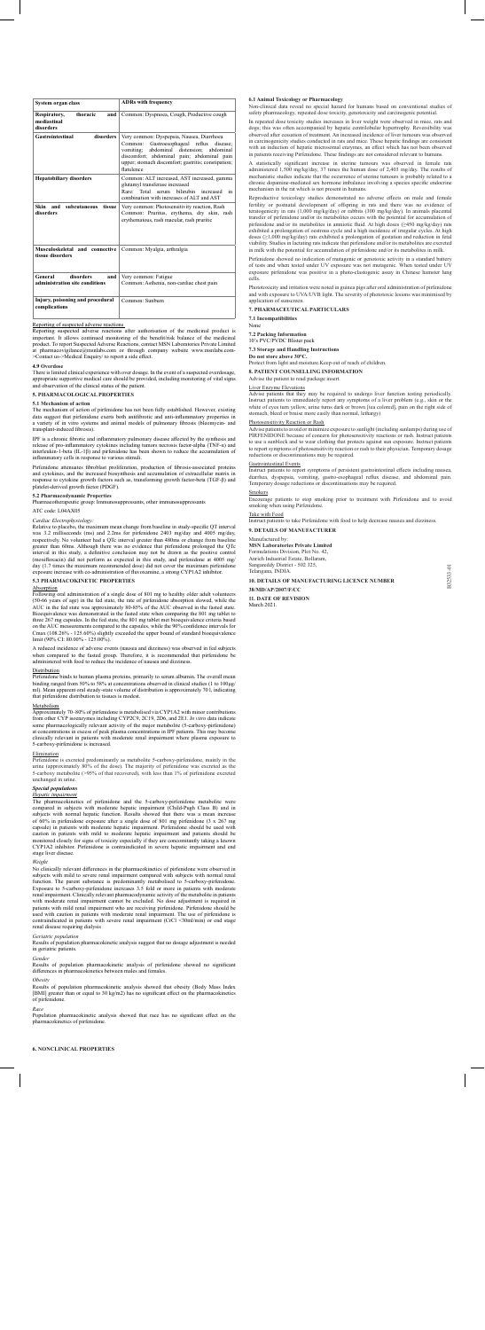| System organ class | ADRs with frequency |
|---|---|
| Respiratory, thoracic and mediastinal disorders | Common: Dyspnoea, Cough, Productive cough |
| Gastrointestinal disorders | Very common: Dyspepsia, Nausea, Diarrhoea<br>Common: Gastroesophageal reflux disease; vomiting; abdominal distension; abdominal discomfort; abdominal pain; abdominal pain upper; stomach discomfort; gastritis; constipation; flatulence |
| Hepatobiliary disorders | Common: ALT increased, AST increased, gamma glutamyl transferase increased<br>Rare: Total serum bilirubin increased in combination with increases of ALT and AST |
| Skin and subcutaneous tissue disorders | Very common: Photosensitivity reaction, Rash<br>Common: Pruritus, erythema, dry skin, rash erythematous, rash macular, rash pruritic |
| Musculoskeletal and connective tissue disorders | Common: Myalgia, arthralgia |
| General disorders and administration site conditions | Very common: Fatigue<br>Common: Asthenia, non-cardiac chest pain |
| Injury, poisoning and procedural complications | Common: Sunburn |

Reporting of suspected adverse reactions

Reporting suspected adverse reactions after authorisation of the medicinal product is important. It allows continued monitoring of the benefit/risk balance of the medicinal product. To report Suspected Adverse Reactions, contact MSN Laboratories Private Limited at pharmacovigilance@msnlabs.com or through company website www.msnlabs.com->Contact us->Medical Enquiry/ to report a side effect.

**4.9 Overdose**

There is limited clinical experience with over dosage. In the event of a suspected overdosage, appropriate supportive medical care should be provided, including monitoring of vital signs and observation of the clinical status of the patient.

**5. PHARMACOLOGICAL PROPERTIES**

**5.1 Mechanism of action**

The mechanism of action of pirfenidone has not been fully established. However, existing data suggest that pirfenidone exerts both antifibrotic and anti-inflammatory properties in a variety of in vitro systems and animal models of pulmonary fibrosis (bleomycin- and transplant-induced fibrosis).

IPF is a chronic fibrotic and inflammatory pulmonary disease affected by the synthesis and release of pro-inflammatory cytokines including tumors necrosis factor-alpha (TNF-α) and interleukin-1-beta (IL-1β) and pirfenidone has been shown to reduce the accumulation of inflammatory cells in response to various stimuli.

Pirfenidone attenuates fibroblast proliferation, production of fibrosis-associated proteins and cytokines, and the increased biosynthesis and accumulation of extracellular matrix in response to cytokine growth factors such as, transforming growth factor-beta (TGF-β) and platelet-derived growth factor (PDGF).

**5.2 Pharmacodynamic Properties**

Pharmacotherapeutic group: Immunosuppressants, other immunosuppressants

ATC code: L04AX05

*Cardiac Electrophysiology:*

Relative to placebo, the maximum mean change from baseline in study-specific QT interval was 3.2 milliseconds (ms) and 2.2ms for pirfenidone 2403 mg/day and 4005 mg/day, respectively. No volunteer had a QTc interval greater than 480ms or change from baseline greater than 60ms. Although there was no evidence that pirfenidone prolonged the QTc interval in this study, a definitive conclusion may not be drawn as the positive control (moxifloxacin) did not perform as expected in this study, and pirfenidone at 4005 mg/day (1.7 times the maximum recommended dose) did not cover the maximum pirfenidone exposure increase with co-administration of fluvoxamine, a strong CYP1A2 inhibitor.

**5.3 PHARMACOKINETIC PROPERTIES**

Absorption

Following oral administration of a single dose of 801 mg to healthy older adult volunteers (50-66 years of age) in the fed state, the rate of pirfenidone absorption slowed, while the AUC in the fed state was approximately 80-85% of the AUC observed in the fasted state. Bioequivalence was demonstrated in the fasted state when comparing the 801 mg tablet to three 267 mg capsules. In the fed state, the 801 mg tablet met bioequivalence criteria based on the AUC measurements compared to the capsules, while the 90% confidence intervals for Cmax (108.26% - 125.60%) slightly exceeded the upper bound of standard bioequivalence limit (90% CI: 80.00% - 125.00%).

A reduced incidence of adverse events (nausea and dizziness) was observed in fed subjects when compared to the fasted group. Therefore, it is recommended that pirfenidone be administered with food to reduce the incidence of nausea and dizziness.

Distribution

Pirfenidone binds to human plasma proteins, primarily to serum albumin. The overall mean binding ranged from 50% to 58% at concentrations observed in clinical studies (1 to 100μg/ml). Mean apparent oral steady-state volume of distribution is approximately 70 l, indicating that pirfenidone distribution to tissues is modest.

Metabolism

Approximately 70–80% of pirfenidone is metabolised via CYP1A2 with minor contributions from other CYP isoenzymes including CYP2C9, 2C19, 2D6, and 2E1. In vitro data indicate some pharmacologically relevant activity of the major metabolite (5-carboxy-pirfenidone) at concentrations in excess of peak plasma concentrations in IPF patients. This may become clinically relevant in patients with moderate renal impairment where plasma exposure to 5-carboxy-pirfenidone is increased.

Elimination

Pirfenidone is excreted predominantly as metabolite 5-carboxy-pirfenidone, mainly in the urine (approximately 80% of the dose). The majority of pirfenidone was excreted as the 5-carboxy metabolite (>95% of that recovered), with less than 1% of pirfenidone excreted unchanged in urine.

***Special populations***

*Hepatic impairment*

The pharmacokinetics of pirfenidone and the 5-carboxy-pirfenidone metabolite were compared in subjects with moderate hepatic impairment (Child-Pugh Class B) and in subjects with normal hepatic function. Results showed that there was a mean increase of 60% in pirfenidone exposure after a single dose of 801 mg pirfenidone (3 x 267 mg capsule) in patients with moderate hepatic impairment. Pirfenidone should be used with caution in patients with mild to moderate hepatic impairment and patients should be monitored closely for signs of toxicity especially if they are concomitantly taking a known CYP1A2 inhibitor. Pirfenidone is contraindicated in severe hepatic impairment and end stage liver disease.

*Weight*

No clinically relevant differences in the pharmacokinetics of pirfenidone were observed in subjects with mild to severe renal impairment compared with subjects with normal renal function. The parent substance is predominantly metabolised to 5-carboxy-pirfenidone. Exposure to 5-carboxy-pirfenidone increases 3.5 fold or more in patients with moderate renal impairment. Clinically relevant pharmacodynamic activity of the metabolite in patients with moderate renal impairment cannot be excluded. No dose adjustment is required in patients with mild renal impairment who are receiving pirfenidone. Pirfenidone should be used with caution in patients with moderate renal impairment. The use of pirfenidone is contraindicated in patients with severe renal impairment (CrCl <30ml/min) or end stage renal disease requiring dialysis

*Geriatric population*

Results of population pharmacokinetic analysis suggest that no dosage adjustment is needed in geriatric patients.

*Gender*

Results of population pharmacokinetic analysis of pirfenidone showed no significant differences in pharmacokinetics between males and females.

*Obesity*

Results of population pharmacokinetic analysis showed that obesity (Body Mass Index [BMI] greater than or equal to 30 kg/m2) has no significant effect on the pharmacokinetics of pirfenidone.

*Race*

Population pharmacokinetic analysis showed that race has no significant effect on the pharmacokinetics of pirfenidone.

**6. NONCLINICAL PROPERTIES**

**6.1 Animal Toxicology or Pharmacology**

Non-clinical data reveal no special hazard for humans based on conventional studies of safety pharmacology, repeated dose toxicity, genotoxicity and carcinogenic potential.

In repeated dose toxicity studies increases in liver weight were observed in mice, rats and dogs; this was often accompanied by hepatic centrilobular hypertrophy. Reversibility was observed after cessation of treatment. An increased incidence of liver tumours was observed in carcinogenicity studies conducted in rats and mice. These hepatic findings are consistent with an induction of hepatic microsomal enzymes, an effect which has not been observed in patients receiving Pirfenidone. These findings are not considered relevant to humans.

A statistically significant increase in uterine tumours was observed in female rats administered 1,500 mg/kg/day, 37 times the human dose of 2,403 mg/day. The results of mechanistic studies indicate that the occurrence of uterine tumours is probably related to a chronic dopamine-mediated sex hormone imbalance involving a species specific endocrine mechanism in the rat which is not present in humans.

Reproductive toxicology studies demonstrated no adverse effects on male and female fertility or postnatal development of offspring in rats and there was no evidence of teratogenicity in rats (1,000 mg/kg/day) or rabbits (300 mg/kg/day). In animals placental transfer of pirfenidone and/or its metabolites occurs with the potential for accumulation of pirfenidone and/or its metabolites in amniotic fluid. At high doses (≥450 mg/kg/day) rats exhibited a prolongation of oestrous cycle and a high incidence of irregular cycles. At high doses (≥1,000 mg/kg/day) rats exhibited a prolongation of gestation and reduction in fetal viability. Studies in lactating rats indicate that pirfenidone and/or its metabolites are excreted in milk with the potential for accumulation of pirfenidone and/or its metabolites in milk.

Pirfenidone showed no indication of mutagenic or genotoxic activity in a standard battery of tests and when tested under UV exposure was not mutagenic. When tested under UV exposure pirfenidone was positive in a photo-clastogenic assay in Chinese hamster lung cells.

Phototoxicity and irritation were noted in guinea pigs after oral administration of pirfenidone and with exposure to UVA/UVB light. The severity of phototoxic lesions was minimised by application of sunscreen.

**7. PHARMACEUTICAL PARTICULARS**

**7.1 Incompatibilities**

None

**7.2 Packing Information**

10's PVC/PVDC Blister pack

**7.3 Storage and Handling Instructions**

**Do not store above 30ºC.**

Protect from light and moisture.Keep out of reach of children.

**8. PATIENT COUNSELLING INFORMATION**

Advise the patient to read package insert.

Liver Enzyme Elevations

Advise patients that they may be required to undergo liver function testing periodically. Instruct patients to immediately report any symptoms of a liver problem (e.g., skin or the white of eyes turn yellow, urine turns dark or brown [tea colored], pain on the right side of stomach, bleed or bruise more easily than normal, lethargy)

Photosensitivity Reaction or Rash

Advise patients to avoid or minimize exposure to sunlight (including sunlamps) during use of PIRFENIDONE because of concerns for photosensitivity reactions or rash. Instruct patients to use a sunblock and to wear clothing that protects against sun exposure. Instruct patients to report symptoms of photosensitivity reaction or rash to their physician. Temporary dosage reductions or discontinuations may be required.

Gastrointestinal Events

Instruct patients to report symptoms of persistent gastrointestinal effects including nausea, diarrhea, dyspepsia, vomiting, gastro-esophageal reflux disease, and abdominal pain. Temporary dosage reductions or discontinuations may be required.

Smokers

Encourage patients to stop smoking prior to treatment with Pirfenidone and to avoid smoking when using Pirfenidone.

Take with Food

Instruct patients to take Pirfenidone with food to help decrease nausea and dizziness.

**9. DETAILS OF MANUFACTURER**

Manufactured by:

**MSN Laboratories Private Limited**

Formulations Division, Plot No. 42,
Anrich Industrial Estate, Bollaram,
Sangareddy District - 502 325,
Telangana, INDIA.

**10. DETAILS OF MANUFACTURING LICENCE NUMBER**

**38/MD/AP/2007/F/CC**

**11. DATE OF REVISION**

March 2021.

852553-01